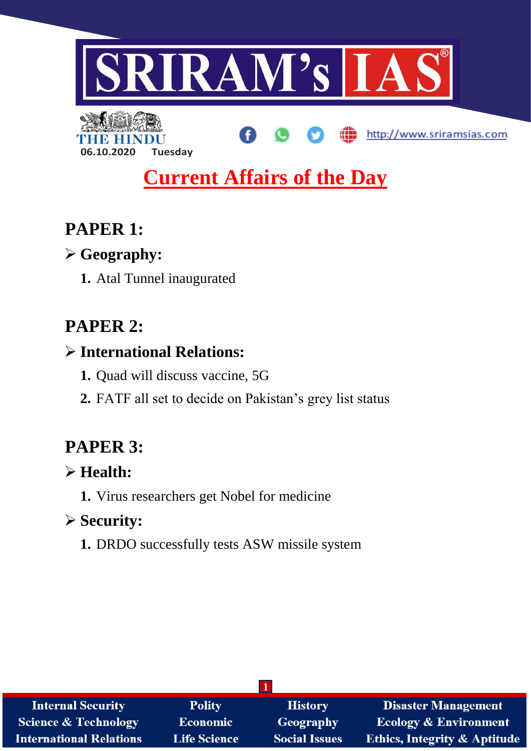SRIRAM's IAS

THE HINDU

06.10.2020 Tuesday

http://www.sriramsias.com

# Current Affairs of the Day

## PAPER 1:

### ➢ Geography:

1. Atal Tunnel inaugurated

## PAPER 2:

### ➢ International Relations:

1. Quad will discuss vaccine, 5G
2. FATF all set to decide on Pakistan's grey list status

## PAPER 3:

### ➢ Health:

1. Virus researchers get Nobel for medicine

### ➢ Security:

1. DRDO successfully tests ASW missile system

| Internal Security | Polity | History | Disaster Management |
|---|---|---|---|
| Science & Technology | Economic | Geography | Ecology & Environment |
| International Relations | Life Science | Social Issues | Ethics, Integrity & Aptitude |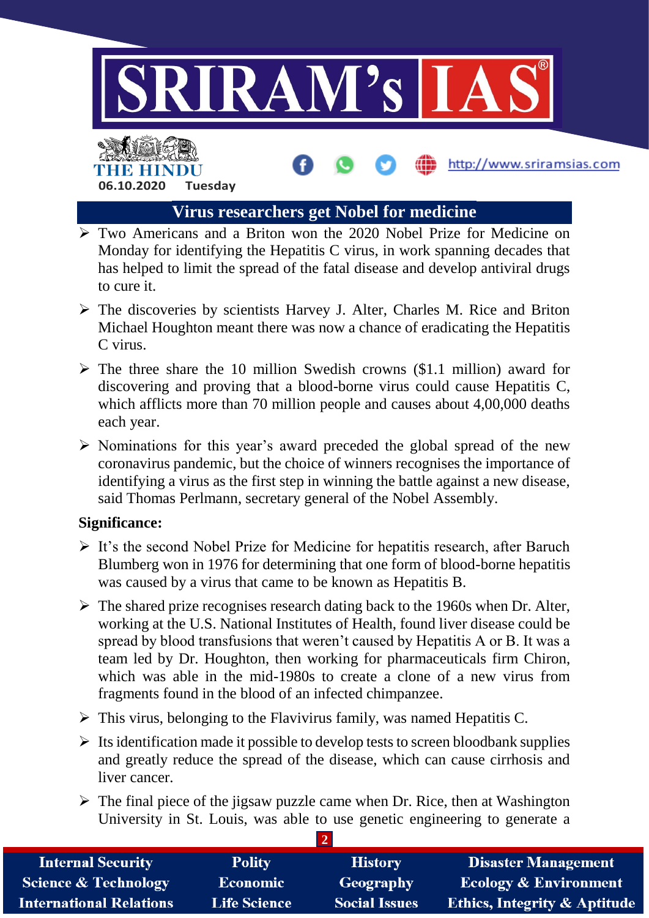## Virus researchers get Nobel for medicine

- Two Americans and a Briton won the 2020 Nobel Prize for Medicine on Monday for identifying the Hepatitis C virus, in work spanning decades that has helped to limit the spread of the fatal disease and develop antiviral drugs to cure it.
- The discoveries by scientists Harvey J. Alter, Charles M. Rice and Briton Michael Houghton meant there was now a chance of eradicating the Hepatitis C virus.
- The three share the 10 million Swedish crowns ($1.1 million) award for discovering and proving that a blood-borne virus could cause Hepatitis C, which afflicts more than 70 million people and causes about 4,00,000 deaths each year.
- Nominations for this year's award preceded the global spread of the new coronavirus pandemic, but the choice of winners recognises the importance of identifying a virus as the first step in winning the battle against a new disease, said Thomas Perlmann, secretary general of the Nobel Assembly.

**Significance:**

- It's the second Nobel Prize for Medicine for hepatitis research, after Baruch Blumberg won in 1976 for determining that one form of blood-borne hepatitis was caused by a virus that came to be known as Hepatitis B.
- The shared prize recognises research dating back to the 1960s when Dr. Alter, working at the U.S. National Institutes of Health, found liver disease could be spread by blood transfusions that weren't caused by Hepatitis A or B. It was a team led by Dr. Houghton, then working for pharmaceuticals firm Chiron, which was able in the mid-1980s to create a clone of a new virus from fragments found in the blood of an infected chimpanzee.
- This virus, belonging to the Flavivirus family, was named Hepatitis C.
- Its identification made it possible to develop tests to screen bloodbank supplies and greatly reduce the spread of the disease, which can cause cirrhosis and liver cancer.
- The final piece of the jigsaw puzzle came when Dr. Rice, then at Washington University in St. Louis, was able to use genetic engineering to generate a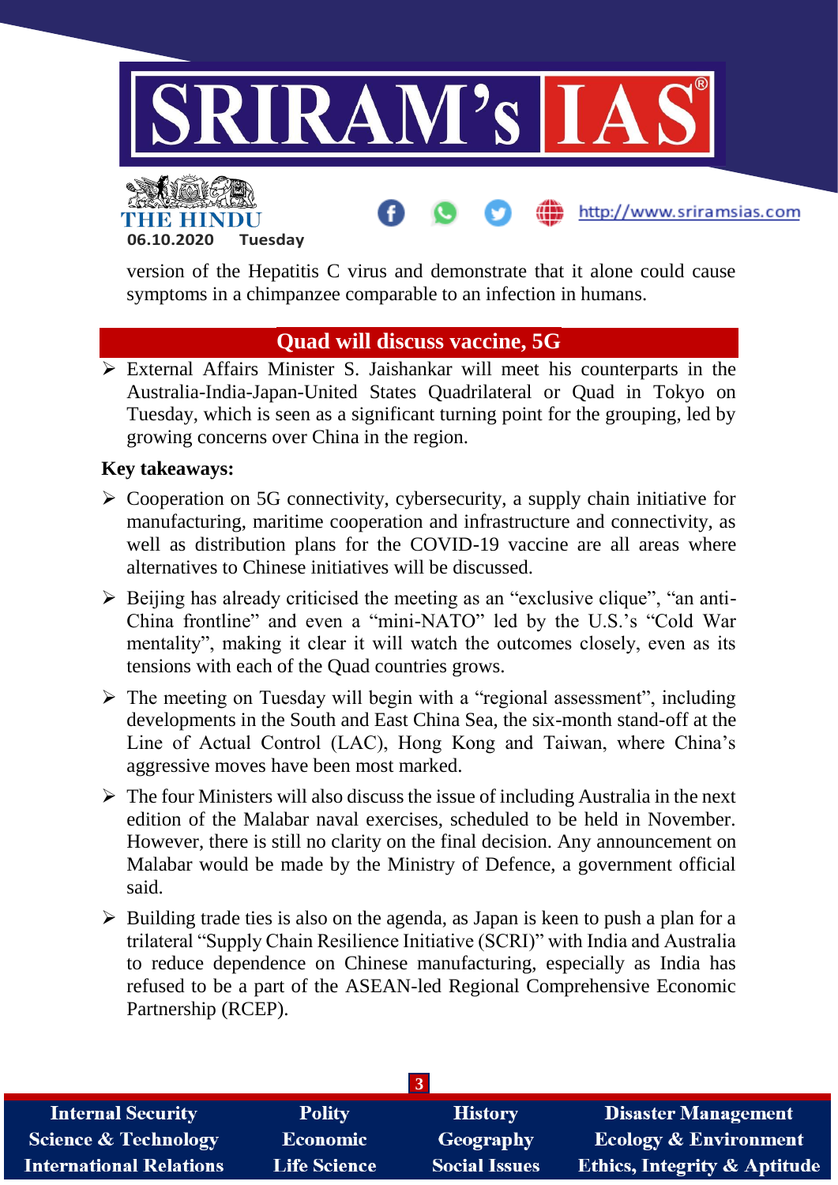version of the Hepatitis C virus and demonstrate that it alone could cause symptoms in a chimpanzee comparable to an infection in humans.

## Quad will discuss vaccine, 5G

- External Affairs Minister S. Jaishankar will meet his counterparts in the Australia-India-Japan-United States Quadrilateral or Quad in Tokyo on Tuesday, which is seen as a significant turning point for the grouping, led by growing concerns over China in the region.

**Key takeaways:**

- Cooperation on 5G connectivity, cybersecurity, a supply chain initiative for manufacturing, maritime cooperation and infrastructure and connectivity, as well as distribution plans for the COVID-19 vaccine are all areas where alternatives to Chinese initiatives will be discussed.
- Beijing has already criticised the meeting as an "exclusive clique", "an anti-China frontline" and even a "mini-NATO" led by the U.S.'s "Cold War mentality", making it clear it will watch the outcomes closely, even as its tensions with each of the Quad countries grows.
- The meeting on Tuesday will begin with a "regional assessment", including developments in the South and East China Sea, the six-month stand-off at the Line of Actual Control (LAC), Hong Kong and Taiwan, where China's aggressive moves have been most marked.
- The four Ministers will also discuss the issue of including Australia in the next edition of the Malabar naval exercises, scheduled to be held in November. However, there is still no clarity on the final decision. Any announcement on Malabar would be made by the Ministry of Defence, a government official said.
- Building trade ties is also on the agenda, as Japan is keen to push a plan for a trilateral "Supply Chain Resilience Initiative (SCRI)" with India and Australia to reduce dependence on Chinese manufacturing, especially as India has refused to be a part of the ASEAN-led Regional Comprehensive Economic Partnership (RCEP).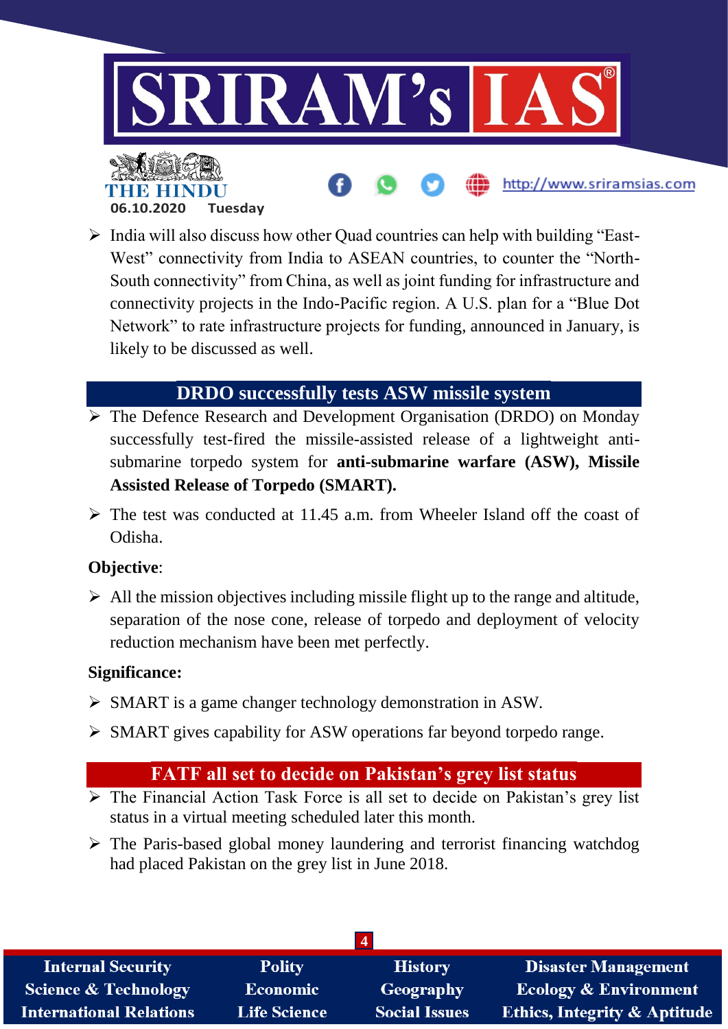- India will also discuss how other Quad countries can help with building "East-West" connectivity from India to ASEAN countries, to counter the "North-South connectivity" from China, as well as joint funding for infrastructure and connectivity projects in the Indo-Pacific region. A U.S. plan for a "Blue Dot Network" to rate infrastructure projects for funding, announced in January, is likely to be discussed as well.

## DRDO successfully tests ASW missile system

- The Defence Research and Development Organisation (DRDO) on Monday successfully test-fired the missile-assisted release of a lightweight anti-submarine torpedo system for **anti-submarine warfare (ASW), Missile Assisted Release of Torpedo (SMART).**
- The test was conducted at 11.45 a.m. from Wheeler Island off the coast of Odisha.

**Objective**:

- All the mission objectives including missile flight up to the range and altitude, separation of the nose cone, release of torpedo and deployment of velocity reduction mechanism have been met perfectly.

**Significance:**

- SMART is a game changer technology demonstration in ASW.
- SMART gives capability for ASW operations far beyond torpedo range.

## FATF all set to decide on Pakistan's grey list status

- The Financial Action Task Force is all set to decide on Pakistan's grey list status in a virtual meeting scheduled later this month.
- The Paris-based global money laundering and terrorist financing watchdog had placed Pakistan on the grey list in June 2018.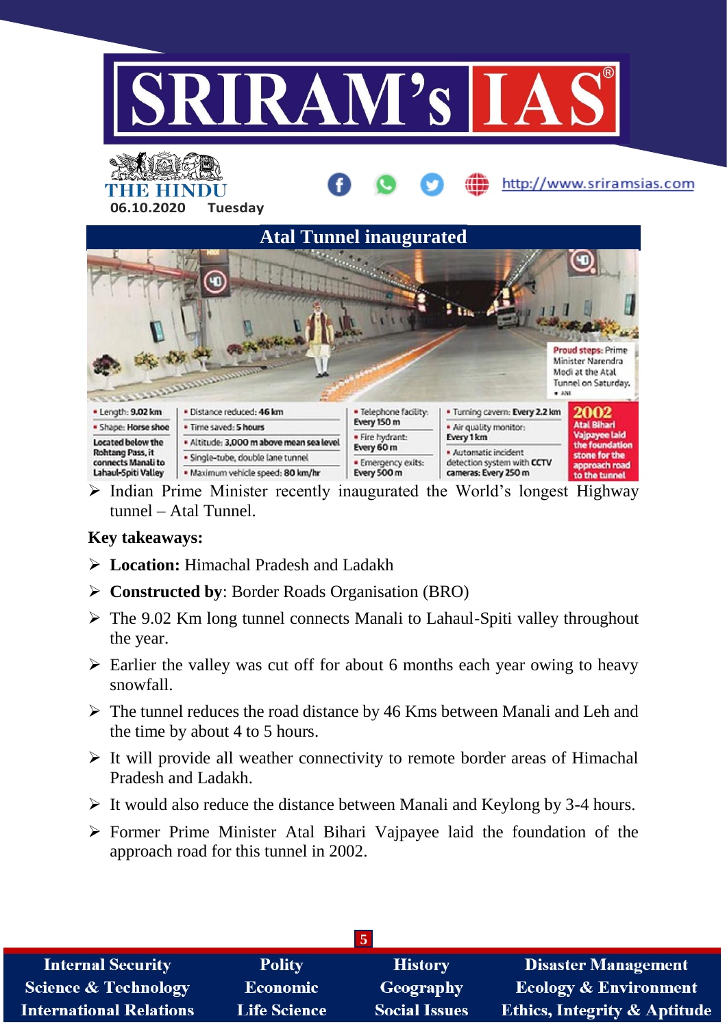## Atal Tunnel inaugurated

Proud steps: Prime Minister Narendra Modi at the Atal Tunnel on Saturday. • ANI

- Length: 9.02 km
- Shape: Horse shoe
- Located below the Rohtang Pass, it connects Manali to Lahaul-Spiti Valley
- Distance reduced: 46 km
- Time saved: 5 hours
- Altitude: 3,000 m above mean sea level
- Single-tube, double lane tunnel
- Maximum vehicle speed: 80 km/hr
- Telephone facility: Every 150 m
- Fire hydrant: Every 60 m
- Emergency exits: Every 500 m
- Turning cavern: Every 2.2 km
- Air quality monitor: Every 1 km
- Automatic incident detection system with CCTV cameras: Every 250 m

2002 Atal Bihari Vajpayee laid the foundation stone for the approach road to the tunnel

- Indian Prime Minister recently inaugurated the World's longest Highway tunnel – Atal Tunnel.

**Key takeaways:**

- **Location:** Himachal Pradesh and Ladakh
- **Constructed by**: Border Roads Organisation (BRO)
- The 9.02 Km long tunnel connects Manali to Lahaul-Spiti valley throughout the year.
- Earlier the valley was cut off for about 6 months each year owing to heavy snowfall.
- The tunnel reduces the road distance by 46 Kms between Manali and Leh and the time by about 4 to 5 hours.
- It will provide all weather connectivity to remote border areas of Himachal Pradesh and Ladakh.
- It would also reduce the distance between Manali and Keylong by 3-4 hours.
- Former Prime Minister Atal Bihari Vajpayee laid the foundation of the approach road for this tunnel in 2002.